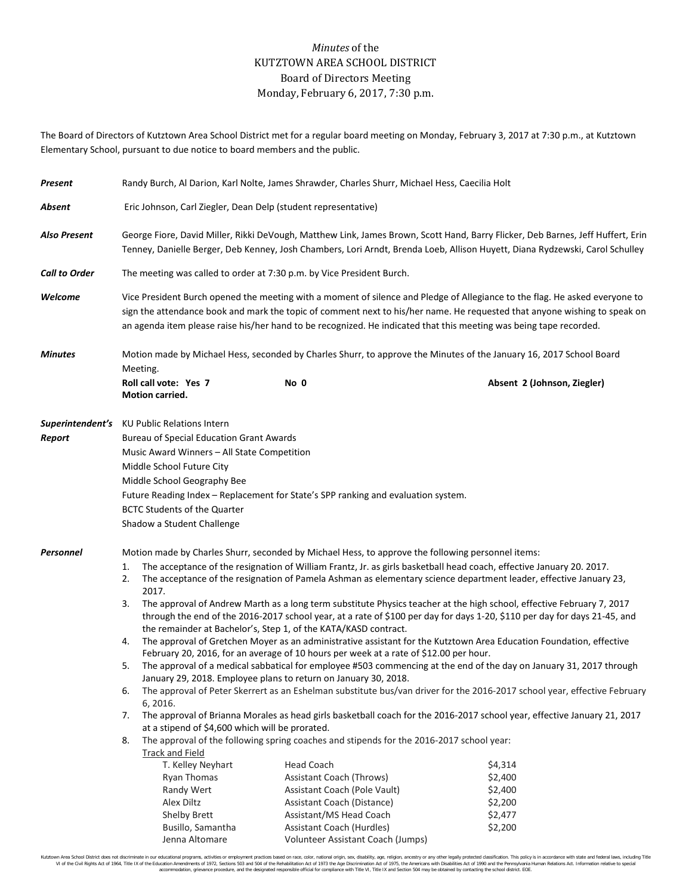*Minutes* of the
KUTZTOWN AREA SCHOOL DISTRICT
Board of Directors Meeting
Monday, February 6, 2017, 7:30 p.m.

The Board of Directors of Kutztown Area School District met for a regular board meeting on Monday, February 3, 2017 at 7:30 p.m., at Kutztown Elementary School, pursuant to due notice to board members and the public.

***Present*** Randy Burch, Al Darion, Karl Nolte, James Shrawder, Charles Shurr, Michael Hess, Caecilia Holt

***Absent*** Eric Johnson, Carl Ziegler, Dean Delp (student representative)

***Also Present*** George Fiore, David Miller, Rikki DeVough, Matthew Link, James Brown, Scott Hand, Barry Flicker, Deb Barnes, Jeff Huffert, Erin Tenney, Danielle Berger, Deb Kenney, Josh Chambers, Lori Arndt, Brenda Loeb, Allison Huyett, Diana Rydzewski, Carol Schulley

***Call to Order*** The meeting was called to order at 7:30 p.m. by Vice President Burch.

***Welcome*** Vice President Burch opened the meeting with a moment of silence and Pledge of Allegiance to the flag. He asked everyone to sign the attendance book and mark the topic of comment next to his/her name. He requested that anyone wishing to speak on an agenda item please raise his/her hand to be recognized. He indicated that this meeting was being tape recorded.

***Minutes*** Motion made by Michael Hess, seconded by Charles Shurr, to approve the Minutes of the January 16, 2017 School Board Meeting.

**Roll call vote: Yes 7** **No 0** **Absent 2 (Johnson, Ziegler)**
**Motion carried.**

***Superintendent's Report***
KU Public Relations Intern
Bureau of Special Education Grant Awards
Music Award Winners – All State Competition
Middle School Future City
Middle School Geography Bee
Future Reading Index – Replacement for State's SPP ranking and evaluation system.
BCTC Students of the Quarter
Shadow a Student Challenge

***Personnel*** Motion made by Charles Shurr, seconded by Michael Hess, to approve the following personnel items:

1. The acceptance of the resignation of William Frantz, Jr. as girls basketball head coach, effective January 20. 2017.
2. The acceptance of the resignation of Pamela Ashman as elementary science department leader, effective January 23, 2017.
3. The approval of Andrew Marth as a long term substitute Physics teacher at the high school, effective February 7, 2017 through the end of the 2016-2017 school year, at a rate of $100 per day for days 1-20, $110 per day for days 21-45, and the remainder at Bachelor's, Step 1, of the KATA/KASD contract.
4. The approval of Gretchen Moyer as an administrative assistant for the Kutztown Area Education Foundation, effective February 20, 2016, for an average of 10 hours per week at a rate of $12.00 per hour.
5. The approval of a medical sabbatical for employee #503 commencing at the end of the day on January 31, 2017 through January 29, 2018. Employee plans to return on January 30, 2018.
6. The approval of Peter Skerrert as an Eshelman substitute bus/van driver for the 2016-2017 school year, effective February 6, 2016.
7. The approval of Brianna Morales as head girls basketball coach for the 2016-2017 school year, effective January 21, 2017 at a stipend of $4,600 which will be prorated.
8. The approval of the following spring coaches and stipends for the 2016-2017 school year:

Track and Field

| Name | Position | Stipend |
| --- | --- | --- |
| T. Kelley Neyhart | Head Coach | $4,314 |
| Ryan Thomas | Assistant Coach (Throws) | $2,400 |
| Randy Wert | Assistant Coach (Pole Vault) | $2,400 |
| Alex Diltz | Assistant Coach (Distance) | $2,200 |
| Shelby Brett | Assistant/MS Head Coach | $2,477 |
| Busillo, Samantha | Assistant Coach (Hurdles) | $2,200 |
| Jenna Altomare | Volunteer Assistant Coach (Jumps) | |

Kutztown Area School District does not discriminate in our educational programs, activities or employment practices based on race, color, national origin, sex, disability, age, religion, ancestry or any other legally protected classification. This policy is in accordance with state and federal laws, including Title VI of the Civil Rights Act of 1964, Title IX of the Education Amendments of 1972, Sections 503 and 504 of the Rehabilitation Act of 1973 the Age Discrimination Act of 1975, the Americans with Disabilities Act of 1990 and the Pennsylvania Human Relations Act. Information relative to special accommodation, grievance procedure, and the designated responsible official for compliance with Title VI, Title IX and Section 504 may be obtained by contacting the school district. EOE.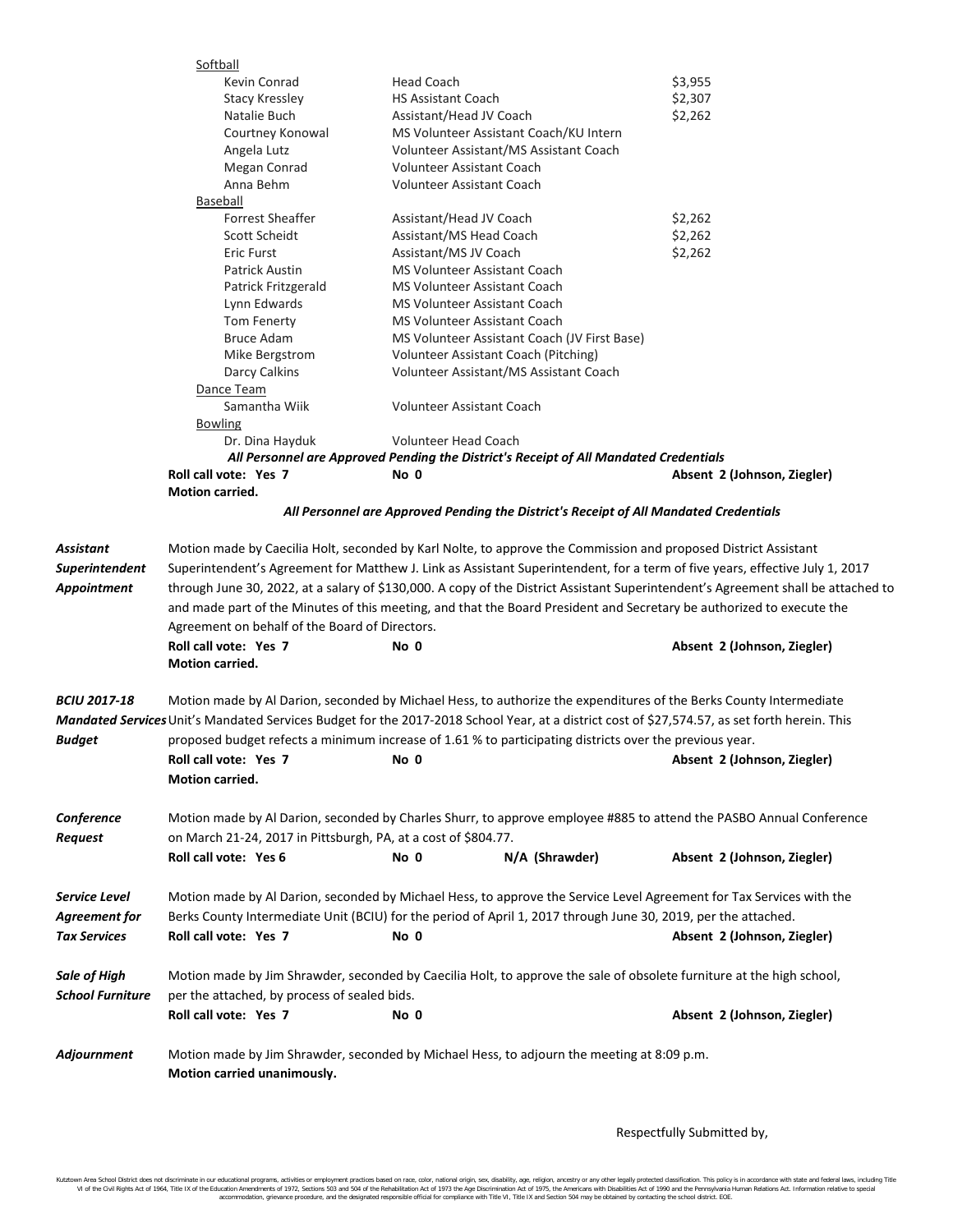Softball

| Name | Position | Stipend |
|---|---|---|
| Kevin Conrad | Head Coach | $3,955 |
| Stacy Kressley | HS Assistant Coach | $2,307 |
| Natalie Buch | Assistant/Head JV Coach | $2,262 |
| Courtney Konowal | MS Volunteer Assistant Coach/KU Intern | |
| Angela Lutz | Volunteer Assistant/MS Assistant Coach | |
| Megan Conrad | Volunteer Assistant Coach | |
| Anna Behm | Volunteer Assistant Coach | |

Baseball

| Name | Position | Stipend |
|---|---|---|
| Forrest Sheaffer | Assistant/Head JV Coach | $2,262 |
| Scott Scheidt | Assistant/MS Head Coach | $2,262 |
| Eric Furst | Assistant/MS JV Coach | $2,262 |
| Patrick Austin | MS Volunteer Assistant Coach | |
| Patrick Fritzgerald | MS Volunteer Assistant Coach | |
| Lynn Edwards | MS Volunteer Assistant Coach | |
| Tom Fenerty | MS Volunteer Assistant Coach | |
| Bruce Adam | MS Volunteer Assistant Coach (JV First Base) | |
| Mike Bergstrom | Volunteer Assistant Coach (Pitching) | |
| Darcy Calkins | Volunteer Assistant/MS Assistant Coach | |

Dance Team

| Name | Position |
|---|---|
| Samantha Wiik | Volunteer Assistant Coach |

Bowling

| Name | Position |
|---|---|
| Dr. Dina Hayduk | Volunteer Head Coach |

***All Personnel are Approved Pending the District's Receipt of All Mandated Credentials***

**Roll call vote: Yes 7** **No 0** **Absent 2 (Johnson, Ziegler)**
**Motion carried.**

***All Personnel are Approved Pending the District's Receipt of All Mandated Credentials***

***Assistant Superintendent Appointment***

Motion made by Caecilia Holt, seconded by Karl Nolte, to approve the Commission and proposed District Assistant Superintendent's Agreement for Matthew J. Link as Assistant Superintendent, for a term of five years, effective July 1, 2017 through June 30, 2022, at a salary of $130,000. A copy of the District Assistant Superintendent's Agreement shall be attached to and made part of the Minutes of this meeting, and that the Board President and Secretary be authorized to execute the Agreement on behalf of the Board of Directors.

**Roll call vote: Yes 7** **No 0** **Absent 2 (Johnson, Ziegler)**
**Motion carried.**

***BCIU 2017-18 Mandated Services Budget***

Motion made by Al Darion, seconded by Michael Hess, to authorize the expenditures of the Berks County Intermediate Unit's Mandated Services Budget for the 2017-2018 School Year, at a district cost of $27,574.57, as set forth herein. This proposed budget refects a minimum increase of 1.61 % to participating districts over the previous year.

**Roll call vote: Yes 7** **No 0** **Absent 2 (Johnson, Ziegler)**
**Motion carried.**

***Conference Request***

Motion made by Al Darion, seconded by Charles Shurr, to approve employee #885 to attend the PASBO Annual Conference on March 21-24, 2017 in Pittsburgh, PA, at a cost of $804.77.

**Roll call vote: Yes 6** **No 0** **N/A (Shrawder)** **Absent 2 (Johnson, Ziegler)**

***Service Level Agreement for Tax Services***

Motion made by Al Darion, seconded by Michael Hess, to approve the Service Level Agreement for Tax Services with the Berks County Intermediate Unit (BCIU) for the period of April 1, 2017 through June 30, 2019, per the attached.

**Roll call vote: Yes 7** **No 0** **Absent 2 (Johnson, Ziegler)**

***Sale of High School Furniture***

Motion made by Jim Shrawder, seconded by Caecilia Holt, to approve the sale of obsolete furniture at the high school, per the attached, by process of sealed bids.

**Roll call vote: Yes 7** **No 0** **Absent 2 (Johnson, Ziegler)**

***Adjournment***

Motion made by Jim Shrawder, seconded by Michael Hess, to adjourn the meeting at 8:09 p.m.
**Motion carried unanimously.**

Respectfully Submitted by,

Kutztown Area School District does not discriminate in our educational programs, activities or employment practices based on race, color, national origin, sex, disability, age, religion, ancestry or any other legally protected classification. This policy is in accordance with state and federal laws, including Title VI of the Civil Rights Act of 1964, Title IX of the Education Amendments of 1972, Sections 503 and 504 of the Rehabilitation Act of 1973 the Age Discrimination Act of 1975, the Americans with Disabilities Act of 1990 and the Pennsylvania Human Relations Act. Information relative to special accommodation, grievance procedure, and the designated responsible official for compliance with Title VI, Title IX and Section 504 may be obtained by contacting the school district. EOE.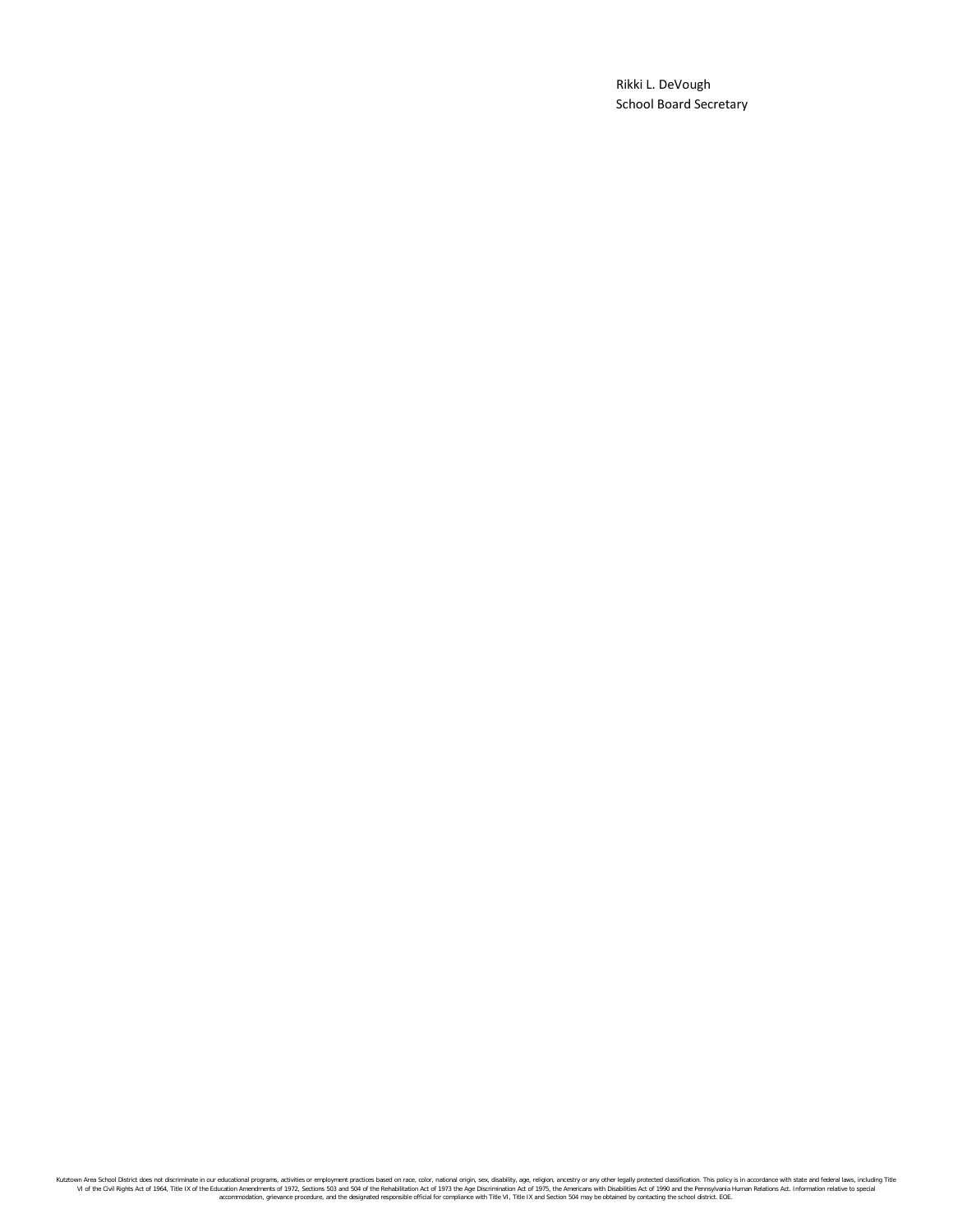Rikki L. DeVough
School Board Secretary